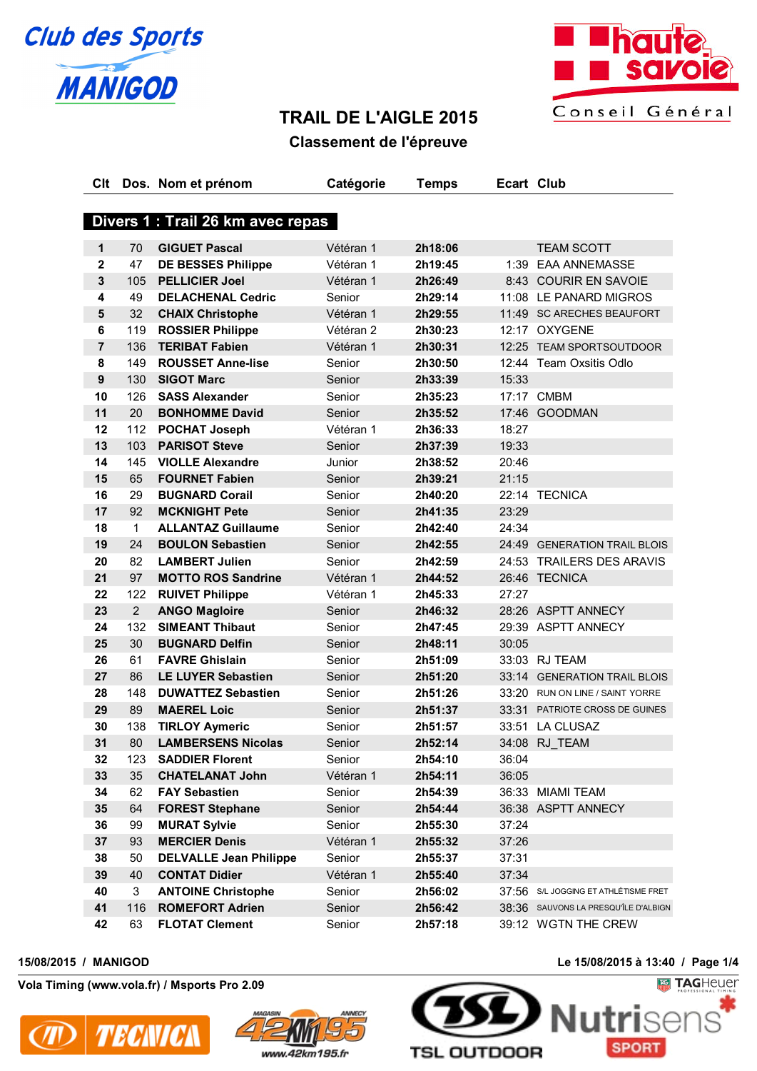# TRAIL DE L'AIGLE 2015

## Classement de l'épreuve

### Divers 1 : Trail 26 km avec repas

| Clt | Dos. | Nom et prénom | Catégorie | Temps | Ecart | Club |
|---|---|---|---|---|---|---|
| 1 | 70 | GIGUET Pascal | Vétéran 1 | 2h18:06 | | TEAM SCOTT |
| 2 | 47 | DE BESSES Philippe | Vétéran 1 | 2h19:45 | 1:39 | EAA ANNEMASSE |
| 3 | 105 | PELLICIER Joel | Vétéran 1 | 2h26:49 | 8:43 | COURIR EN SAVOIE |
| 4 | 49 | DELACHENAL Cedric | Senior | 2h29:14 | 11:08 | LE PANARD MIGROS |
| 5 | 32 | CHAIX Christophe | Vétéran 1 | 2h29:55 | 11:49 | SC ARECHES BEAUFORT |
| 6 | 119 | ROSSIER Philippe | Vétéran 2 | 2h30:23 | 12:17 | OXYGENE |
| 7 | 136 | TERIBAT Fabien | Vétéran 1 | 2h30:31 | 12:25 | TEAM SPORTSOUTDOOR |
| 8 | 149 | ROUSSET Anne-lise | Senior | 2h30:50 | 12:44 | Team Oxsitis Odlo |
| 9 | 130 | SIGOT Marc | Senior | 2h33:39 | 15:33 | |
| 10 | 126 | SASS Alexander | Senior | 2h35:23 | 17:17 | CMBM |
| 11 | 20 | BONHOMME David | Senior | 2h35:52 | 17:46 | GOODMAN |
| 12 | 112 | POCHAT Joseph | Vétéran 1 | 2h36:33 | 18:27 | |
| 13 | 103 | PARISOT Steve | Senior | 2h37:39 | 19:33 | |
| 14 | 145 | VIOLLE Alexandre | Junior | 2h38:52 | 20:46 | |
| 15 | 65 | FOURNET Fabien | Senior | 2h39:21 | 21:15 | |
| 16 | 29 | BUGNARD Corail | Senior | 2h40:20 | 22:14 | TECNICA |
| 17 | 92 | MCKNIGHT Pete | Senior | 2h41:35 | 23:29 | |
| 18 | 1 | ALLANTAZ Guillaume | Senior | 2h42:40 | 24:34 | |
| 19 | 24 | BOULON Sebastien | Senior | 2h42:55 | 24:49 | GENERATION TRAIL BLOIS |
| 20 | 82 | LAMBERT Julien | Senior | 2h42:59 | 24:53 | TRAILERS DES ARAVIS |
| 21 | 97 | MOTTO ROS Sandrine | Vétéran 1 | 2h44:52 | 26:46 | TECNICA |
| 22 | 122 | RUIVET Philippe | Vétéran 1 | 2h45:33 | 27:27 | |
| 23 | 2 | ANGO Magloire | Senior | 2h46:32 | 28:26 | ASPTT ANNECY |
| 24 | 132 | SIMEANT Thibaut | Senior | 2h47:45 | 29:39 | ASPTT ANNECY |
| 25 | 30 | BUGNARD Delfin | Senior | 2h48:11 | 30:05 | |
| 26 | 61 | FAVRE Ghislain | Senior | 2h51:09 | 33:03 | RJ TEAM |
| 27 | 86 | LE LUYER Sebastien | Senior | 2h51:20 | 33:14 | GENERATION TRAIL BLOIS |
| 28 | 148 | DUWATTEZ Sebastien | Senior | 2h51:26 | 33:20 | RUN ON LINE / SAINT YORRE |
| 29 | 89 | MAEREL Loic | Senior | 2h51:37 | 33:31 | PATRIOTE CROSS DE GUINES |
| 30 | 138 | TIRLOY Aymeric | Senior | 2h51:57 | 33:51 | LA CLUSAZ |
| 31 | 80 | LAMBERSENS Nicolas | Senior | 2h52:14 | 34:08 | RJ_TEAM |
| 32 | 123 | SADDIER Florent | Senior | 2h54:10 | 36:04 | |
| 33 | 35 | CHATELANAT John | Vétéran 1 | 2h54:11 | 36:05 | |
| 34 | 62 | FAY Sebastien | Senior | 2h54:39 | 36:33 | MIAMI TEAM |
| 35 | 64 | FOREST Stephane | Senior | 2h54:44 | 36:38 | ASPTT ANNECY |
| 36 | 99 | MURAT Sylvie | Senior | 2h55:30 | 37:24 | |
| 37 | 93 | MERCIER Denis | Vétéran 1 | 2h55:32 | 37:26 | |
| 38 | 50 | DELVALLE Jean Philippe | Senior | 2h55:37 | 37:31 | |
| 39 | 40 | CONTAT Didier | Vétéran 1 | 2h55:40 | 37:34 | |
| 40 | 3 | ANTOINE Christophe | Senior | 2h56:02 | 37:56 | S/L JOGGING ET ATHLÉTISME FRET |
| 41 | 116 | ROMEFORT Adrien | Senior | 2h56:42 | 38:36 | SAUVONS LA PRESQU'ÎLE D'ALBIGN |
| 42 | 63 | FLOTAT Clement | Senior | 2h57:18 | 39:12 | WGTN THE CREW |

15/08/2015 / MANIGOD — Le 15/08/2015 à 13:40

Vola Timing (www.vola.fr) / Msports Pro 2.09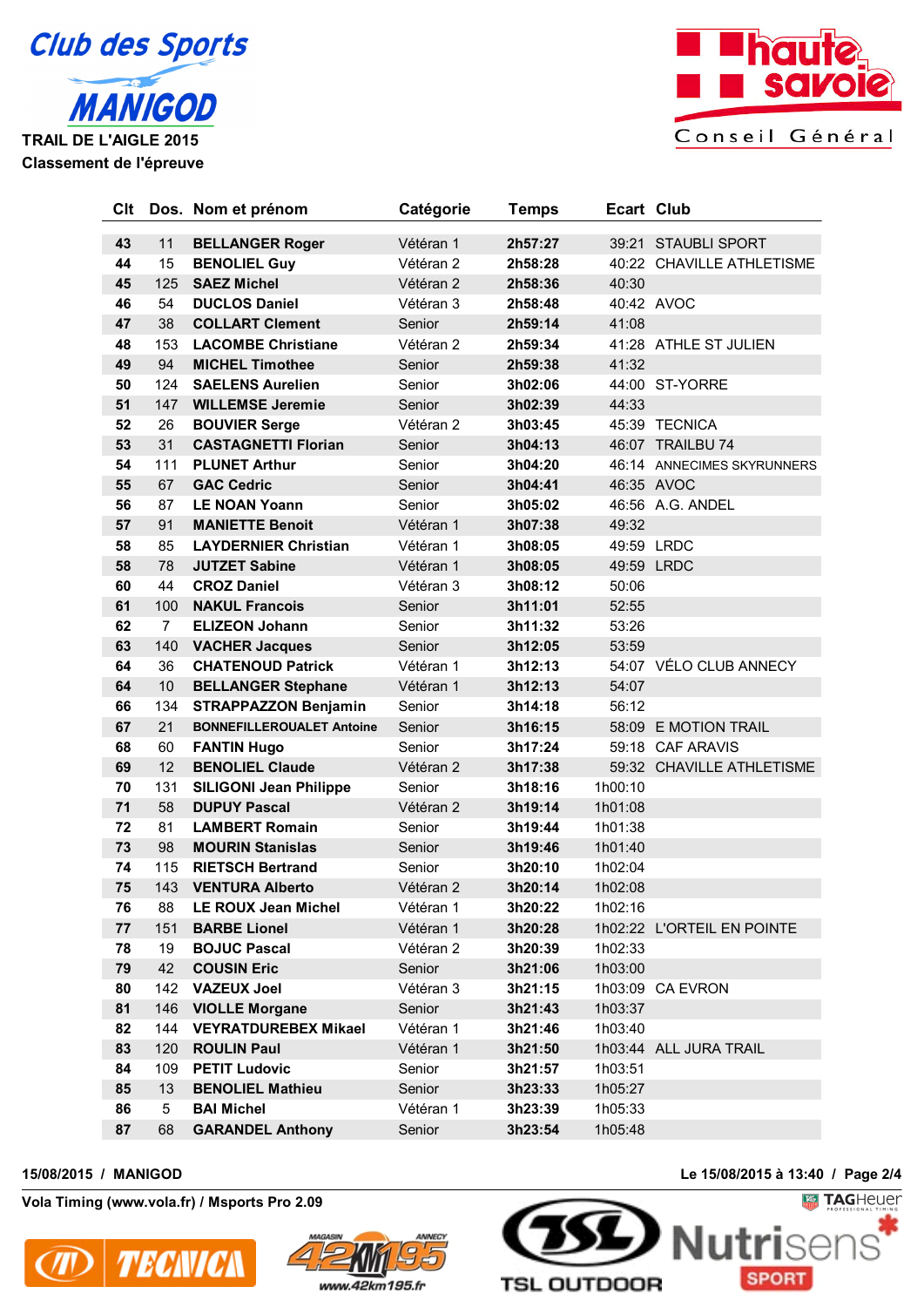TRAIL DE L'AIGLE 2015

Classement de l'épreuve

| Clt | Dos. | Nom et prénom | Catégorie | Temps | Ecart | Club |
|---|---|---|---|---|---|---|
| 43 | 11 | BELLANGER Roger | Vétéran 1 | 2h57:27 | 39:21 | STAUBLI SPORT |
| 44 | 15 | BENOLIEL Guy | Vétéran 2 | 2h58:28 | 40:22 | CHAVILLE ATHLETISME |
| 45 | 125 | SAEZ Michel | Vétéran 2 | 2h58:36 | 40:30 | |
| 46 | 54 | DUCLOS Daniel | Vétéran 3 | 2h58:48 | 40:42 | AVOC |
| 47 | 38 | COLLART Clement | Senior | 2h59:14 | 41:08 | |
| 48 | 153 | LACOMBE Christiane | Vétéran 2 | 2h59:34 | 41:28 | ATHLE ST JULIEN |
| 49 | 94 | MICHEL Timothee | Senior | 2h59:38 | 41:32 | |
| 50 | 124 | SAELENS Aurelien | Senior | 3h02:06 | 44:00 | ST-YORRE |
| 51 | 147 | WILLEMSE Jeremie | Senior | 3h02:39 | 44:33 | |
| 52 | 26 | BOUVIER Serge | Vétéran 2 | 3h03:45 | 45:39 | TECNICA |
| 53 | 31 | CASTAGNETTI Florian | Senior | 3h04:13 | 46:07 | TRAILBU 74 |
| 54 | 111 | PLUNET Arthur | Senior | 3h04:20 | 46:14 | ANNECIMES SKYRUNNERS |
| 55 | 67 | GAC Cedric | Senior | 3h04:41 | 46:35 | AVOC |
| 56 | 87 | LE NOAN Yoann | Senior | 3h05:02 | 46:56 | A.G. ANDEL |
| 57 | 91 | MANIETTE Benoit | Vétéran 1 | 3h07:38 | 49:32 | |
| 58 | 85 | LAYDERNIER Christian | Vétéran 1 | 3h08:05 | 49:59 | LRDC |
| 58 | 78 | JUTZET Sabine | Vétéran 1 | 3h08:05 | 49:59 | LRDC |
| 60 | 44 | CROZ Daniel | Vétéran 3 | 3h08:12 | 50:06 | |
| 61 | 100 | NAKUL Francois | Senior | 3h11:01 | 52:55 | |
| 62 | 7 | ELIZEON Johann | Senior | 3h11:32 | 53:26 | |
| 63 | 140 | VACHER Jacques | Senior | 3h12:05 | 53:59 | |
| 64 | 36 | CHATENOUD Patrick | Vétéran 1 | 3h12:13 | 54:07 | VÉLO CLUB ANNECY |
| 64 | 10 | BELLANGER Stephane | Vétéran 1 | 3h12:13 | 54:07 | |
| 66 | 134 | STRAPPAZZON Benjamin | Senior | 3h14:18 | 56:12 | |
| 67 | 21 | BONNEFILLEROUALET Antoine | Senior | 3h16:15 | 58:09 | E MOTION TRAIL |
| 68 | 60 | FANTIN Hugo | Senior | 3h17:24 | 59:18 | CAF ARAVIS |
| 69 | 12 | BENOLIEL Claude | Vétéran 2 | 3h17:38 | 59:32 | CHAVILLE ATHLETISME |
| 70 | 131 | SILIGONI Jean Philippe | Senior | 3h18:16 | 1h00:10 | |
| 71 | 58 | DUPUY Pascal | Vétéran 2 | 3h19:14 | 1h01:08 | |
| 72 | 81 | LAMBERT Romain | Senior | 3h19:44 | 1h01:38 | |
| 73 | 98 | MOURIN Stanislas | Senior | 3h19:46 | 1h01:40 | |
| 74 | 115 | RIETSCH Bertrand | Senior | 3h20:10 | 1h02:04 | |
| 75 | 143 | VENTURA Alberto | Vétéran 2 | 3h20:14 | 1h02:08 | |
| 76 | 88 | LE ROUX Jean Michel | Vétéran 1 | 3h20:22 | 1h02:16 | |
| 77 | 151 | BARBE Lionel | Vétéran 1 | 3h20:28 | 1h02:22 | L'ORTEIL EN POINTE |
| 78 | 19 | BOJUC Pascal | Vétéran 2 | 3h20:39 | 1h02:33 | |
| 79 | 42 | COUSIN Eric | Senior | 3h21:06 | 1h03:00 | |
| 80 | 142 | VAZEUX Joel | Vétéran 3 | 3h21:15 | 1h03:09 | CA EVRON |
| 81 | 146 | VIOLLE Morgane | Senior | 3h21:43 | 1h03:37 | |
| 82 | 144 | VEYRATDUREBEX Mikael | Vétéran 1 | 3h21:46 | 1h03:40 | |
| 83 | 120 | ROULIN Paul | Vétéran 1 | 3h21:50 | 1h03:44 | ALL JURA TRAIL |
| 84 | 109 | PETIT Ludovic | Senior | 3h21:57 | 1h03:51 | |
| 85 | 13 | BENOLIEL Mathieu | Senior | 3h23:33 | 1h05:27 | |
| 86 | 5 | BAI Michel | Vétéran 1 | 3h23:39 | 1h05:33 | |
| 87 | 68 | GARANDEL Anthony | Senior | 3h23:54 | 1h05:48 | |

15/08/2015 / MANIGOD

Le 15/08/2015 à 13:40

Vola Timing (www.vola.fr) / Msports Pro 2.09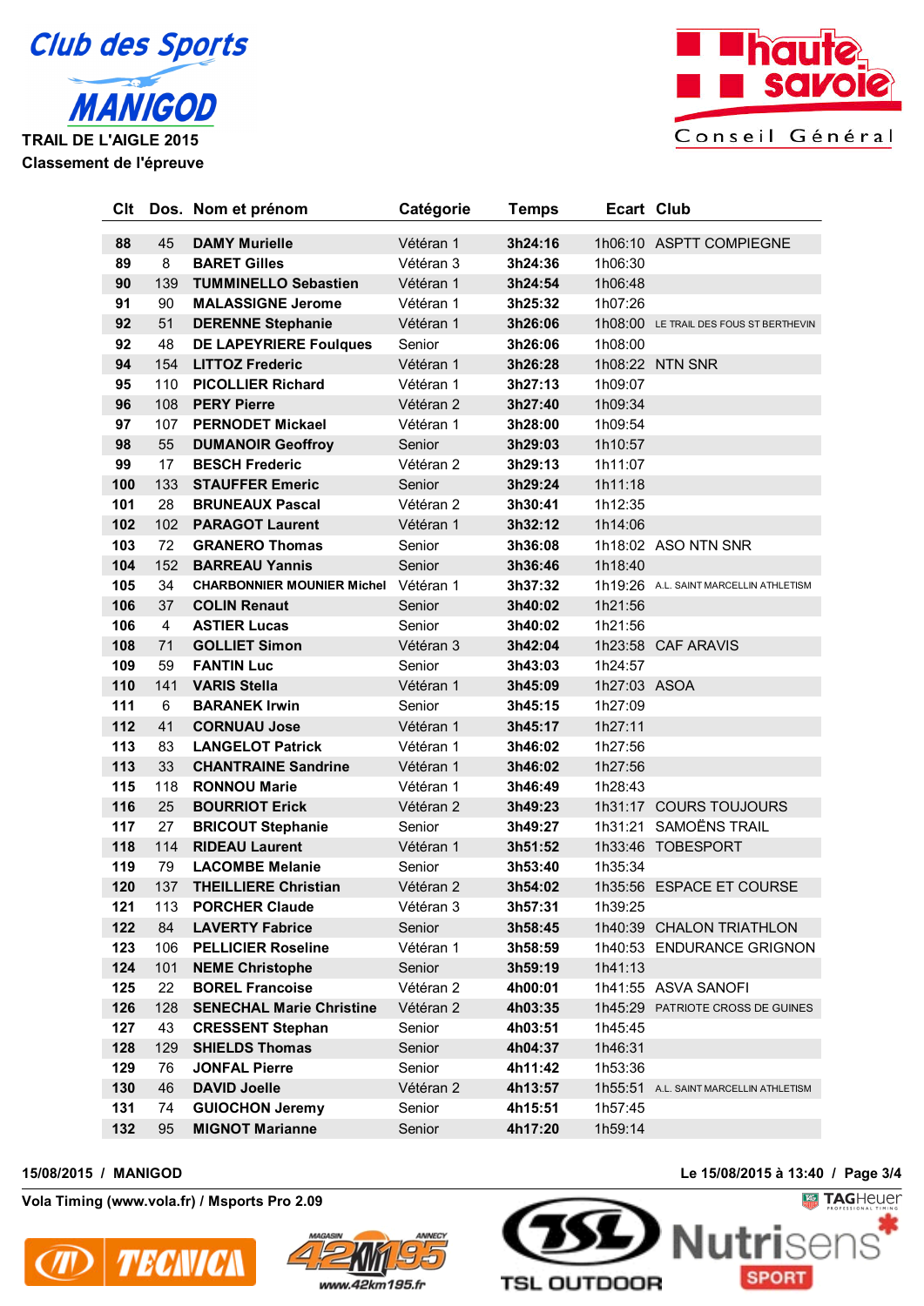Club des Sports MANIGOD

**TRAIL DE L'AIGLE 2015**

**Classement de l'épreuve**

| Clt | Dos. | Nom et prénom | Catégorie | Temps | Ecart | Club |
|---|---|---|---|---|---|---|
| 88 | 45 | DAMY Murielle | Vétéran 1 | 3h24:16 | 1h06:10 | ASPTT COMPIEGNE |
| 89 | 8 | BARET Gilles | Vétéran 3 | 3h24:36 | 1h06:30 | |
| 90 | 139 | TUMMINELLO Sebastien | Vétéran 1 | 3h24:54 | 1h06:48 | |
| 91 | 90 | MALASSIGNE Jerome | Vétéran 1 | 3h25:32 | 1h07:26 | |
| 92 | 51 | DERENNE Stephanie | Vétéran 1 | 3h26:06 | 1h08:00 | LE TRAIL DES FOUS ST BERTHEVIN |
| 92 | 48 | DE LAPEYRIERE Foulques | Senior | 3h26:06 | 1h08:00 | |
| 94 | 154 | LITTOZ Frederic | Vétéran 1 | 3h26:28 | 1h08:22 | NTN SNR |
| 95 | 110 | PICOLLIER Richard | Vétéran 1 | 3h27:13 | 1h09:07 | |
| 96 | 108 | PERY Pierre | Vétéran 2 | 3h27:40 | 1h09:34 | |
| 97 | 107 | PERNODET Mickael | Vétéran 1 | 3h28:00 | 1h09:54 | |
| 98 | 55 | DUMANOIR Geoffroy | Senior | 3h29:03 | 1h10:57 | |
| 99 | 17 | BESCH Frederic | Vétéran 2 | 3h29:13 | 1h11:07 | |
| 100 | 133 | STAUFFER Emeric | Senior | 3h29:24 | 1h11:18 | |
| 101 | 28 | BRUNEAUX Pascal | Vétéran 2 | 3h30:41 | 1h12:35 | |
| 102 | 102 | PARAGOT Laurent | Vétéran 1 | 3h32:12 | 1h14:06 | |
| 103 | 72 | GRANERO Thomas | Senior | 3h36:08 | 1h18:02 | ASO NTN SNR |
| 104 | 152 | BARREAU Yannis | Senior | 3h36:46 | 1h18:40 | |
| 105 | 34 | CHARBONNIER MOUNIER Michel | Vétéran 1 | 3h37:32 | 1h19:26 | A.L. SAINT MARCELLIN ATHLETISM |
| 106 | 37 | COLIN Renaut | Senior | 3h40:02 | 1h21:56 | |
| 106 | 4 | ASTIER Lucas | Senior | 3h40:02 | 1h21:56 | |
| 108 | 71 | GOLLIET Simon | Vétéran 3 | 3h42:04 | 1h23:58 | CAF ARAVIS |
| 109 | 59 | FANTIN Luc | Senior | 3h43:03 | 1h24:57 | |
| 110 | 141 | VARIS Stella | Vétéran 1 | 3h45:09 | 1h27:03 | ASOA |
| 111 | 6 | BARANEK Irwin | Senior | 3h45:15 | 1h27:09 | |
| 112 | 41 | CORNUAU Jose | Vétéran 1 | 3h45:17 | 1h27:11 | |
| 113 | 83 | LANGELOT Patrick | Vétéran 1 | 3h46:02 | 1h27:56 | |
| 113 | 33 | CHANTRAINE Sandrine | Vétéran 1 | 3h46:02 | 1h27:56 | |
| 115 | 118 | RONNOU Marie | Vétéran 1 | 3h46:49 | 1h28:43 | |
| 116 | 25 | BOURRIOT Erick | Vétéran 2 | 3h49:23 | 1h31:17 | COURS TOUJOURS |
| 117 | 27 | BRICOUT Stephanie | Senior | 3h49:27 | 1h31:21 | SAMOËNS TRAIL |
| 118 | 114 | RIDEAU Laurent | Vétéran 1 | 3h51:52 | 1h33:46 | TOBESPORT |
| 119 | 79 | LACOMBE Melanie | Senior | 3h53:40 | 1h35:34 | |
| 120 | 137 | THEILLIERE Christian | Vétéran 2 | 3h54:02 | 1h35:56 | ESPACE ET COURSE |
| 121 | 113 | PORCHER Claude | Vétéran 3 | 3h57:31 | 1h39:25 | |
| 122 | 84 | LAVERTY Fabrice | Senior | 3h58:45 | 1h40:39 | CHALON TRIATHLON |
| 123 | 106 | PELLICIER Roseline | Vétéran 1 | 3h58:59 | 1h40:53 | ENDURANCE GRIGNON |
| 124 | 101 | NEME Christophe | Senior | 3h59:19 | 1h41:13 | |
| 125 | 22 | BOREL Francoise | Vétéran 2 | 4h00:01 | 1h41:55 | ASVA SANOFI |
| 126 | 128 | SENECHAL Marie Christine | Vétéran 2 | 4h03:35 | 1h45:29 | PATRIOTE CROSS DE GUINES |
| 127 | 43 | CRESSENT Stephan | Senior | 4h03:51 | 1h45:45 | |
| 128 | 129 | SHIELDS Thomas | Senior | 4h04:37 | 1h46:31 | |
| 129 | 76 | JONFAL Pierre | Senior | 4h11:42 | 1h53:36 | |
| 130 | 46 | DAVID Joelle | Vétéran 2 | 4h13:57 | 1h55:51 | A.L. SAINT MARCELLIN ATHLETISM |
| 131 | 74 | GUIOCHON Jeremy | Senior | 4h15:51 | 1h57:45 | |
| 132 | 95 | MIGNOT Marianne | Senior | 4h17:20 | 1h59:14 | |

15/08/2015 / MANIGOD — Le 15/08/2015 à 13:40

Vola Timing (www.vola.fr) / Msports Pro 2.09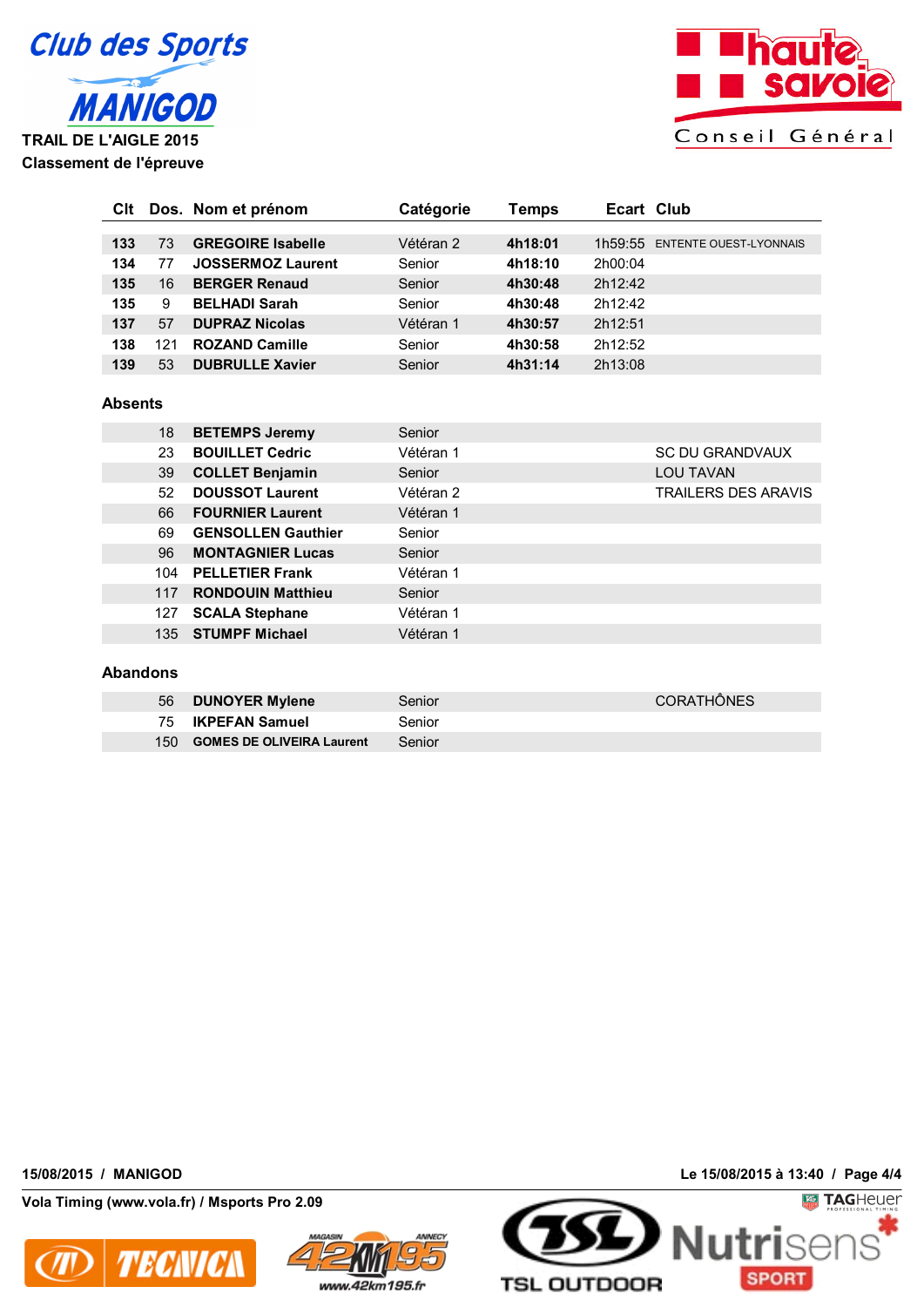Club des Sports MANIGOD

**TRAIL DE L'AIGLE 2015**

**Classement de l'épreuve**

| Clt | Dos. | Nom et prénom | Catégorie | Temps | Ecart | Club |
|---|---|---|---|---|---|---|
| **133** | 73 | **GREGOIRE Isabelle** | Vétéran 2 | **4h18:01** | 1h59:55 | ENTENTE OUEST-LYONNAIS |
| **134** | 77 | **JOSSERMOZ Laurent** | Senior | **4h18:10** | 2h00:04 | |
| **135** | 16 | **BERGER Renaud** | Senior | **4h30:48** | 2h12:42 | |
| **135** | 9 | **BELHADI Sarah** | Senior | **4h30:48** | 2h12:42 | |
| **137** | 57 | **DUPRAZ Nicolas** | Vétéran 1 | **4h30:57** | 2h12:51 | |
| **138** | 121 | **ROZAND Camille** | Senior | **4h30:58** | 2h12:52 | |
| **139** | 53 | **DUBRULLE Xavier** | Senior | **4h31:14** | 2h13:08 | |

### Absents

| Dos. | Nom et prénom | Catégorie | Club |
|---|---|---|---|
| 18 | **BETEMPS Jeremy** | Senior | |
| 23 | **BOUILLET Cedric** | Vétéran 1 | SC DU GRANDVAUX |
| 39 | **COLLET Benjamin** | Senior | LOU TAVAN |
| 52 | **DOUSSOT Laurent** | Vétéran 2 | TRAILERS DES ARAVIS |
| 66 | **FOURNIER Laurent** | Vétéran 1 | |
| 69 | **GENSOLLEN Gauthier** | Senior | |
| 96 | **MONTAGNIER Lucas** | Senior | |
| 104 | **PELLETIER Frank** | Vétéran 1 | |
| 117 | **RONDOUIN Matthieu** | Senior | |
| 127 | **SCALA Stephane** | Vétéran 1 | |
| 135 | **STUMPF Michael** | Vétéran 1 | |

### Abandons

| Dos. | Nom et prénom | Catégorie | Club |
|---|---|---|---|
| 56 | **DUNOYER Mylene** | Senior | CORATHÔNES |
| 75 | **IKPEFAN Samuel** | Senior | |
| 150 | **GOMES DE OLIVEIRA Laurent** | Senior | |

**15/08/2015 / MANIGOD**

**Le 15/08/2015 à 13:40**

**Vola Timing (www.vola.fr) / Msports Pro 2.09**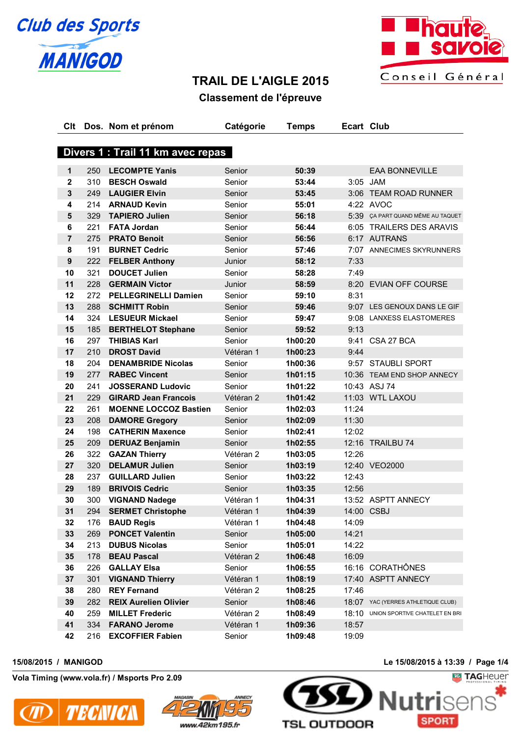# TRAIL DE L'AIGLE 2015

## Classement de l'épreuve

### Divers 1 : Trail 11 km avec repas

| Clt | Dos. | Nom et prénom | Catégorie | Temps | Ecart | Club |
|---|---|---|---|---|---|---|
| 1 | 250 | **LECOMPTE Yanis** | Senior | **50:39** | | EAA BONNEVILLE |
| 2 | 310 | **BESCH Oswald** | Senior | **53:44** | 3:05 | JAM |
| 3 | 249 | **LAUGIER Elvin** | Senior | **53:45** | 3:06 | TEAM ROAD RUNNER |
| 4 | 214 | **ARNAUD Kevin** | Senior | **55:01** | 4:22 | AVOC |
| 5 | 329 | **TAPIERO Julien** | Senior | **56:18** | 5:39 | ÇA PART QUAND MÊME AU TAQUET |
| 6 | 221 | **FATA Jordan** | Senior | **56:44** | 6:05 | TRAILERS DES ARAVIS |
| 7 | 275 | **PRATO Benoit** | Senior | **56:56** | 6:17 | AUTRANS |
| 8 | 191 | **BURNET Cedric** | Senior | **57:46** | 7:07 | ANNECIMES SKYRUNNERS |
| 9 | 222 | **FELBER Anthony** | Junior | **58:12** | 7:33 | |
| 10 | 321 | **DOUCET Julien** | Senior | **58:28** | 7:49 | |
| 11 | 228 | **GERMAIN Victor** | Junior | **58:59** | 8:20 | EVIAN OFF COURSE |
| 12 | 272 | **PELLEGRINELLI Damien** | Senior | **59:10** | 8:31 | |
| 13 | 288 | **SCHMITT Robin** | Senior | **59:46** | 9:07 | LES GENOUX DANS LE GIF |
| 14 | 324 | **LESUEUR Mickael** | Senior | **59:47** | 9:08 | LANXESS ELASTOMERES |
| 15 | 185 | **BERTHELOT Stephane** | Senior | **59:52** | 9:13 | |
| 16 | 297 | **THIBIAS Karl** | Senior | **1h00:20** | 9:41 | CSA 27 BCA |
| 17 | 210 | **DROST David** | Vétéran 1 | **1h00:23** | 9:44 | |
| 18 | 204 | **DENAMBRIDE Nicolas** | Senior | **1h00:36** | 9:57 | STAUBLI SPORT |
| 19 | 277 | **RABEC Vincent** | Senior | **1h01:15** | 10:36 | TEAM END SHOP ANNECY |
| 20 | 241 | **JOSSERAND Ludovic** | Senior | **1h01:22** | 10:43 | ASJ 74 |
| 21 | 229 | **GIRARD Jean Francois** | Vétéran 2 | **1h01:42** | 11:03 | WTL LAXOU |
| 22 | 261 | **MOENNE LOCCOZ Bastien** | Senior | **1h02:03** | 11:24 | |
| 23 | 208 | **DAMORE Gregory** | Senior | **1h02:09** | 11:30 | |
| 24 | 198 | **CATHERIN Maxence** | Senior | **1h02:41** | 12:02 | |
| 25 | 209 | **DERUAZ Benjamin** | Senior | **1h02:55** | 12:16 | TRAILBU 74 |
| 26 | 322 | **GAZAN Thierry** | Vétéran 2 | **1h03:05** | 12:26 | |
| 27 | 320 | **DELAMUR Julien** | Senior | **1h03:19** | 12:40 | VEO2000 |
| 28 | 237 | **GUILLARD Julien** | Senior | **1h03:22** | 12:43 | |
| 29 | 189 | **BRIVOIS Cedric** | Senior | **1h03:35** | 12:56 | |
| 30 | 300 | **VIGNAND Nadege** | Vétéran 1 | **1h04:31** | 13:52 | ASPTT ANNECY |
| 31 | 294 | **SERMET Christophe** | Vétéran 1 | **1h04:39** | 14:00 | CSBJ |
| 32 | 176 | **BAUD Regis** | Vétéran 1 | **1h04:48** | 14:09 | |
| 33 | 269 | **PONCET Valentin** | Senior | **1h05:00** | 14:21 | |
| 34 | 213 | **DUBUS Nicolas** | Senior | **1h05:01** | 14:22 | |
| 35 | 178 | **BEAU Pascal** | Vétéran 2 | **1h06:48** | 16:09 | |
| 36 | 226 | **GALLAY Elsa** | Senior | **1h06:55** | 16:16 | CORATHÔNES |
| 37 | 301 | **VIGNAND Thierry** | Vétéran 1 | **1h08:19** | 17:40 | ASPTT ANNECY |
| 38 | 280 | **REY Fernand** | Vétéran 2 | **1h08:25** | 17:46 | |
| 39 | 282 | **REIX Aurelien Olivier** | Senior | **1h08:46** | 18:07 | YAC (YERRES ATHLETIQUE CLUB) |
| 40 | 259 | **MILLET Frederic** | Vétéran 2 | **1h08:49** | 18:10 | UNION SPORTIVE CHATELET EN BRI |
| 41 | 334 | **FARANO Jerome** | Vétéran 1 | **1h09:36** | 18:57 | |
| 42 | 216 | **EXCOFFIER Fabien** | Senior | **1h09:48** | 19:09 | |

15/08/2015 / MANIGOD

Le 15/08/2015 à 13:39

Vola Timing (www.vola.fr) / Msports Pro 2.09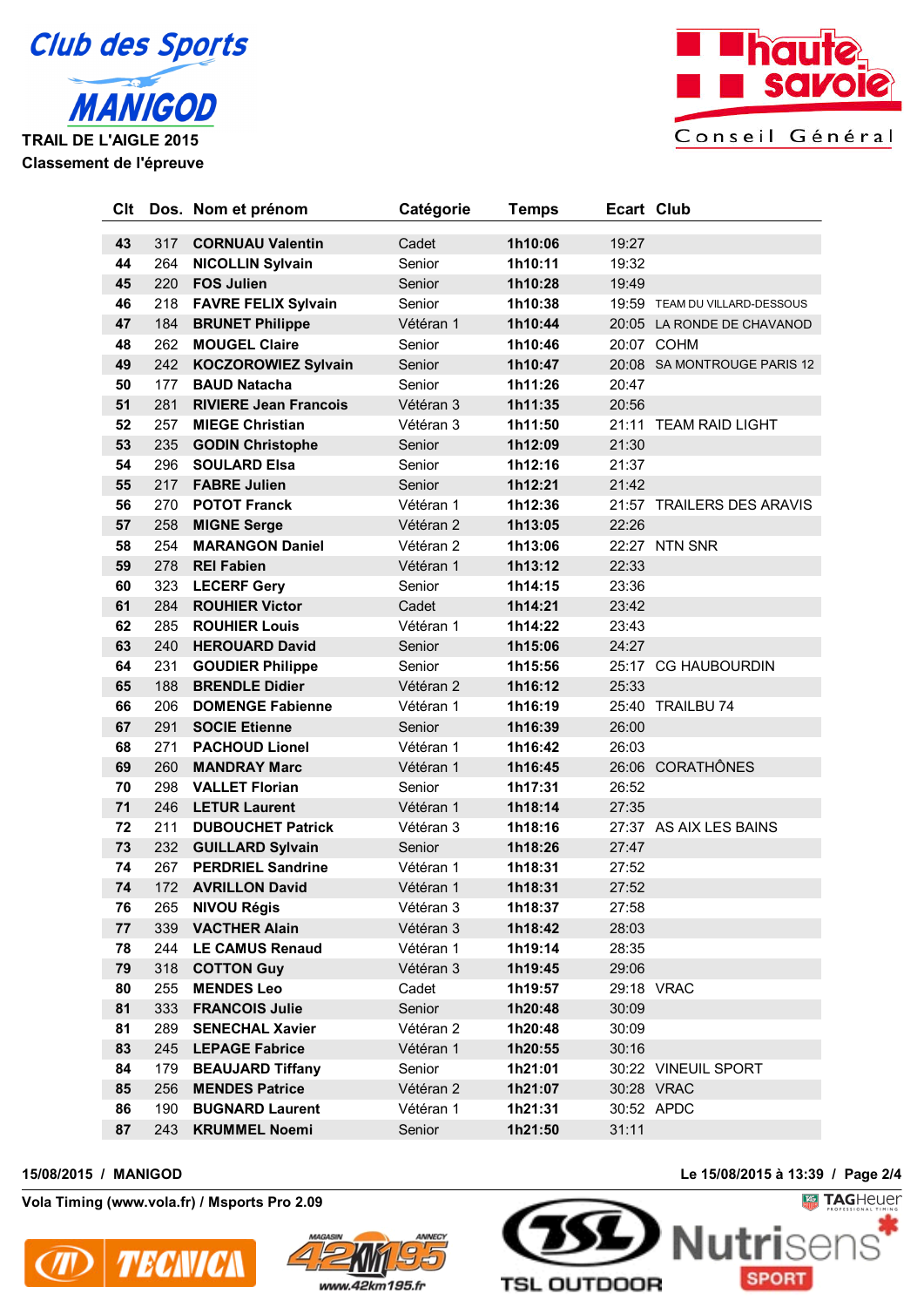Club des Sports MANIGOD

TRAIL DE L'AIGLE 2015

Classement de l'épreuve

| Clt | Dos. | Nom et prénom | Catégorie | Temps | Ecart | Club |
|---|---|---|---|---|---|---|
| 43 | 317 | CORNUAU Valentin | Cadet | 1h10:06 | 19:27 | |
| 44 | 264 | NICOLLIN Sylvain | Senior | 1h10:11 | 19:32 | |
| 45 | 220 | FOS Julien | Senior | 1h10:28 | 19:49 | |
| 46 | 218 | FAVRE FELIX Sylvain | Senior | 1h10:38 | 19:59 | TEAM DU VILLARD-DESSOUS |
| 47 | 184 | BRUNET Philippe | Vétéran 1 | 1h10:44 | 20:05 | LA RONDE DE CHAVANOD |
| 48 | 262 | MOUGEL Claire | Senior | 1h10:46 | 20:07 | COHM |
| 49 | 242 | KOCZOROWIEZ Sylvain | Senior | 1h10:47 | 20:08 | SA MONTROUGE PARIS 12 |
| 50 | 177 | BAUD Natacha | Senior | 1h11:26 | 20:47 | |
| 51 | 281 | RIVIERE Jean Francois | Vétéran 3 | 1h11:35 | 20:56 | |
| 52 | 257 | MIEGE Christian | Vétéran 3 | 1h11:50 | 21:11 | TEAM RAID LIGHT |
| 53 | 235 | GODIN Christophe | Senior | 1h12:09 | 21:30 | |
| 54 | 296 | SOULARD Elsa | Senior | 1h12:16 | 21:37 | |
| 55 | 217 | FABRE Julien | Senior | 1h12:21 | 21:42 | |
| 56 | 270 | POTOT Franck | Vétéran 1 | 1h12:36 | 21:57 | TRAILERS DES ARAVIS |
| 57 | 258 | MIGNE Serge | Vétéran 2 | 1h13:05 | 22:26 | |
| 58 | 254 | MARANGON Daniel | Vétéran 2 | 1h13:06 | 22:27 | NTN SNR |
| 59 | 278 | REI Fabien | Vétéran 1 | 1h13:12 | 22:33 | |
| 60 | 323 | LECERF Gery | Senior | 1h14:15 | 23:36 | |
| 61 | 284 | ROUHIER Victor | Cadet | 1h14:21 | 23:42 | |
| 62 | 285 | ROUHIER Louis | Vétéran 1 | 1h14:22 | 23:43 | |
| 63 | 240 | HEROUARD David | Senior | 1h15:06 | 24:27 | |
| 64 | 231 | GOUDIER Philippe | Senior | 1h15:56 | 25:17 | CG HAUBOURDIN |
| 65 | 188 | BRENDLE Didier | Vétéran 2 | 1h16:12 | 25:33 | |
| 66 | 206 | DOMENGE Fabienne | Vétéran 1 | 1h16:19 | 25:40 | TRAILBU 74 |
| 67 | 291 | SOCIE Etienne | Senior | 1h16:39 | 26:00 | |
| 68 | 271 | PACHOUD Lionel | Vétéran 1 | 1h16:42 | 26:03 | |
| 69 | 260 | MANDRAY Marc | Vétéran 1 | 1h16:45 | 26:06 | CORATHÔNES |
| 70 | 298 | VALLET Florian | Senior | 1h17:31 | 26:52 | |
| 71 | 246 | LETUR Laurent | Vétéran 1 | 1h18:14 | 27:35 | |
| 72 | 211 | DUBOUCHET Patrick | Vétéran 3 | 1h18:16 | 27:37 | AS AIX LES BAINS |
| 73 | 232 | GUILLARD Sylvain | Senior | 1h18:26 | 27:47 | |
| 74 | 267 | PERDRIEL Sandrine | Vétéran 1 | 1h18:31 | 27:52 | |
| 74 | 172 | AVRILLON David | Vétéran 1 | 1h18:31 | 27:52 | |
| 76 | 265 | NIVOU Régis | Vétéran 3 | 1h18:37 | 27:58 | |
| 77 | 339 | VACTHER Alain | Vétéran 3 | 1h18:42 | 28:03 | |
| 78 | 244 | LE CAMUS Renaud | Vétéran 1 | 1h19:14 | 28:35 | |
| 79 | 318 | COTTON Guy | Vétéran 3 | 1h19:45 | 29:06 | |
| 80 | 255 | MENDES Leo | Cadet | 1h19:57 | 29:18 | VRAC |
| 81 | 333 | FRANCOIS Julie | Senior | 1h20:48 | 30:09 | |
| 81 | 289 | SENECHAL Xavier | Vétéran 2 | 1h20:48 | 30:09 | |
| 83 | 245 | LEPAGE Fabrice | Vétéran 1 | 1h20:55 | 30:16 | |
| 84 | 179 | BEAUJARD Tiffany | Senior | 1h21:01 | 30:22 | VINEUIL SPORT |
| 85 | 256 | MENDES Patrice | Vétéran 2 | 1h21:07 | 30:28 | VRAC |
| 86 | 190 | BUGNARD Laurent | Vétéran 1 | 1h21:31 | 30:52 | APDC |
| 87 | 243 | KRUMMEL Noemi | Senior | 1h21:50 | 31:11 | |

15/08/2015 / MANIGOD

Le 15/08/2015 à 13:39

Vola Timing (www.vola.fr) / Msports Pro 2.09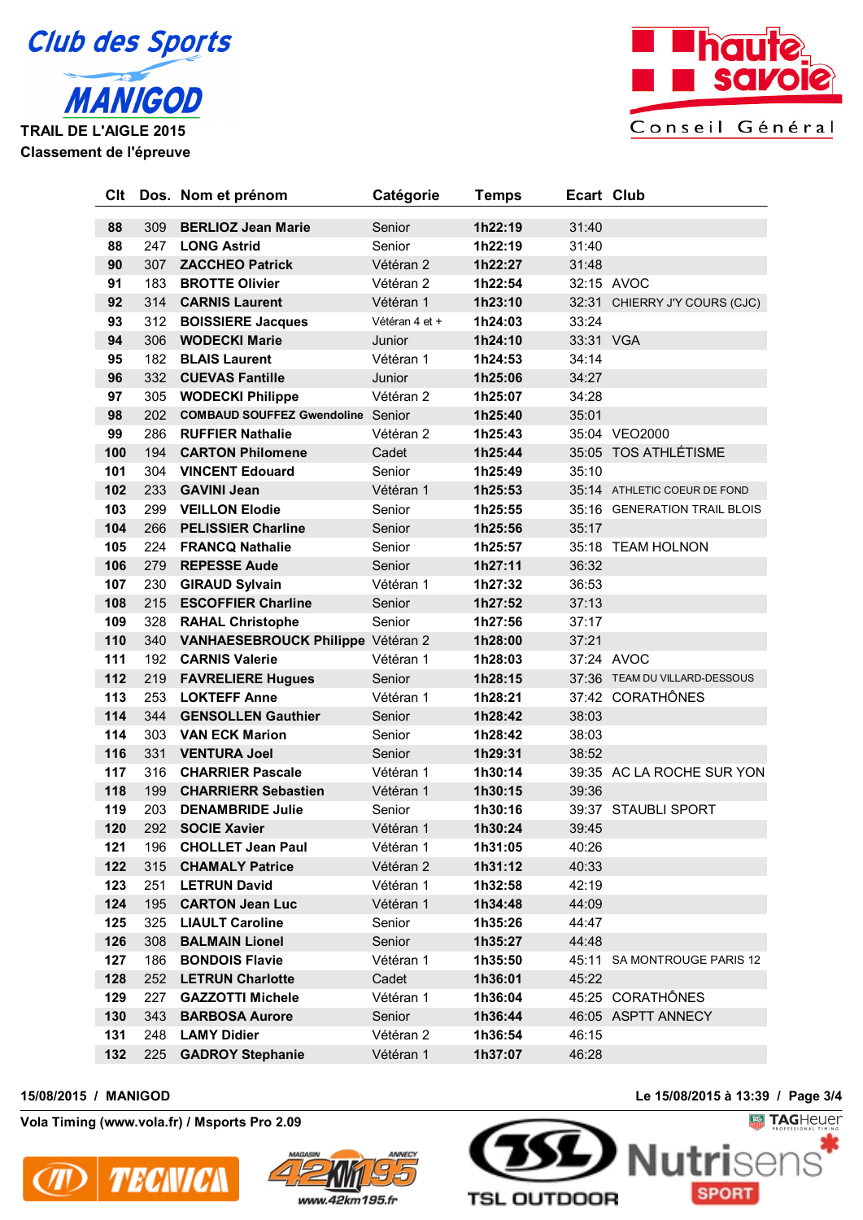Club des Sports MANIGOD

**TRAIL DE L'AIGLE 2015**

**Classement de l'épreuve**

| Clt | Dos. | Nom et prénom | Catégorie | Temps | Ecart | Club |
|---|---|---|---|---|---|---|
| 88 | 309 | BERLIOZ Jean Marie | Senior | 1h22:19 | 31:40 | |
| 88 | 247 | LONG Astrid | Senior | 1h22:19 | 31:40 | |
| 90 | 307 | ZACCHEO Patrick | Vétéran 2 | 1h22:27 | 31:48 | |
| 91 | 183 | BROTTE Olivier | Vétéran 2 | 1h22:54 | 32:15 | AVOC |
| 92 | 314 | CARNIS Laurent | Vétéran 1 | 1h23:10 | 32:31 | CHIERRY J'Y COURS (CJC) |
| 93 | 312 | BOISSIERE Jacques | Vétéran 4 et + | 1h24:03 | 33:24 | |
| 94 | 306 | WODECKI Marie | Junior | 1h24:10 | 33:31 | VGA |
| 95 | 182 | BLAIS Laurent | Vétéran 1 | 1h24:53 | 34:14 | |
| 96 | 332 | CUEVAS Fantille | Junior | 1h25:06 | 34:27 | |
| 97 | 305 | WODECKI Philippe | Vétéran 2 | 1h25:07 | 34:28 | |
| 98 | 202 | COMBAUD SOUFFEZ Gwendoline | Senior | 1h25:40 | 35:01 | |
| 99 | 286 | RUFFIER Nathalie | Vétéran 2 | 1h25:43 | 35:04 | VEO2000 |
| 100 | 194 | CARTON Philomene | Cadet | 1h25:44 | 35:05 | TOS ATHLÉTISME |
| 101 | 304 | VINCENT Edouard | Senior | 1h25:49 | 35:10 | |
| 102 | 233 | GAVINI Jean | Vétéran 1 | 1h25:53 | 35:14 | ATHLETIC COEUR DE FOND |
| 103 | 299 | VEILLON Elodie | Senior | 1h25:55 | 35:16 | GENERATION TRAIL BLOIS |
| 104 | 266 | PELISSIER Charline | Senior | 1h25:56 | 35:17 | |
| 105 | 224 | FRANCQ Nathalie | Senior | 1h25:57 | 35:18 | TEAM HOLNON |
| 106 | 279 | REPESSE Aude | Senior | 1h27:11 | 36:32 | |
| 107 | 230 | GIRAUD Sylvain | Vétéran 1 | 1h27:32 | 36:53 | |
| 108 | 215 | ESCOFFIER Charline | Senior | 1h27:52 | 37:13 | |
| 109 | 328 | RAHAL Christophe | Senior | 1h27:56 | 37:17 | |
| 110 | 340 | VANHAESEBROUCK Philippe | Vétéran 2 | 1h28:00 | 37:21 | |
| 111 | 192 | CARNIS Valerie | Vétéran 1 | 1h28:03 | 37:24 | AVOC |
| 112 | 219 | FAVRELIERE Hugues | Senior | 1h28:15 | 37:36 | TEAM DU VILLARD-DESSOUS |
| 113 | 253 | LOKTEFF Anne | Vétéran 1 | 1h28:21 | 37:42 | CORATHÔNES |
| 114 | 344 | GENSOLLEN Gauthier | Senior | 1h28:42 | 38:03 | |
| 114 | 303 | VAN ECK Marion | Senior | 1h28:42 | 38:03 | |
| 116 | 331 | VENTURA Joel | Senior | 1h29:31 | 38:52 | |
| 117 | 316 | CHARRIER Pascale | Vétéran 1 | 1h30:14 | 39:35 | AC LA ROCHE SUR YON |
| 118 | 199 | CHARRIERR Sebastien | Vétéran 1 | 1h30:15 | 39:36 | |
| 119 | 203 | DENAMBRIDE Julie | Senior | 1h30:16 | 39:37 | STAUBLI SPORT |
| 120 | 292 | SOCIE Xavier | Vétéran 1 | 1h30:24 | 39:45 | |
| 121 | 196 | CHOLLET Jean Paul | Vétéran 1 | 1h31:05 | 40:26 | |
| 122 | 315 | CHAMALY Patrice | Vétéran 2 | 1h31:12 | 40:33 | |
| 123 | 251 | LETRUN David | Vétéran 1 | 1h32:58 | 42:19 | |
| 124 | 195 | CARTON Jean Luc | Vétéran 1 | 1h34:48 | 44:09 | |
| 125 | 325 | LIAULT Caroline | Senior | 1h35:26 | 44:47 | |
| 126 | 308 | BALMAIN Lionel | Senior | 1h35:27 | 44:48 | |
| 127 | 186 | BONDOIS Flavie | Vétéran 1 | 1h35:50 | 45:11 | SA MONTROUGE PARIS 12 |
| 128 | 252 | LETRUN Charlotte | Cadet | 1h36:01 | 45:22 | |
| 129 | 227 | GAZZOTTI Michele | Vétéran 1 | 1h36:04 | 45:25 | CORATHÔNES |
| 130 | 343 | BARBOSA Aurore | Senior | 1h36:44 | 46:05 | ASPTT ANNECY |
| 131 | 248 | LAMY Didier | Vétéran 2 | 1h36:54 | 46:15 | |
| 132 | 225 | GADROY Stephanie | Vétéran 1 | 1h37:07 | 46:28 | |

15/08/2015 / MANIGOD — Le 15/08/2015 à 13:39

Vola Timing (www.vola.fr) / Msports Pro 2.09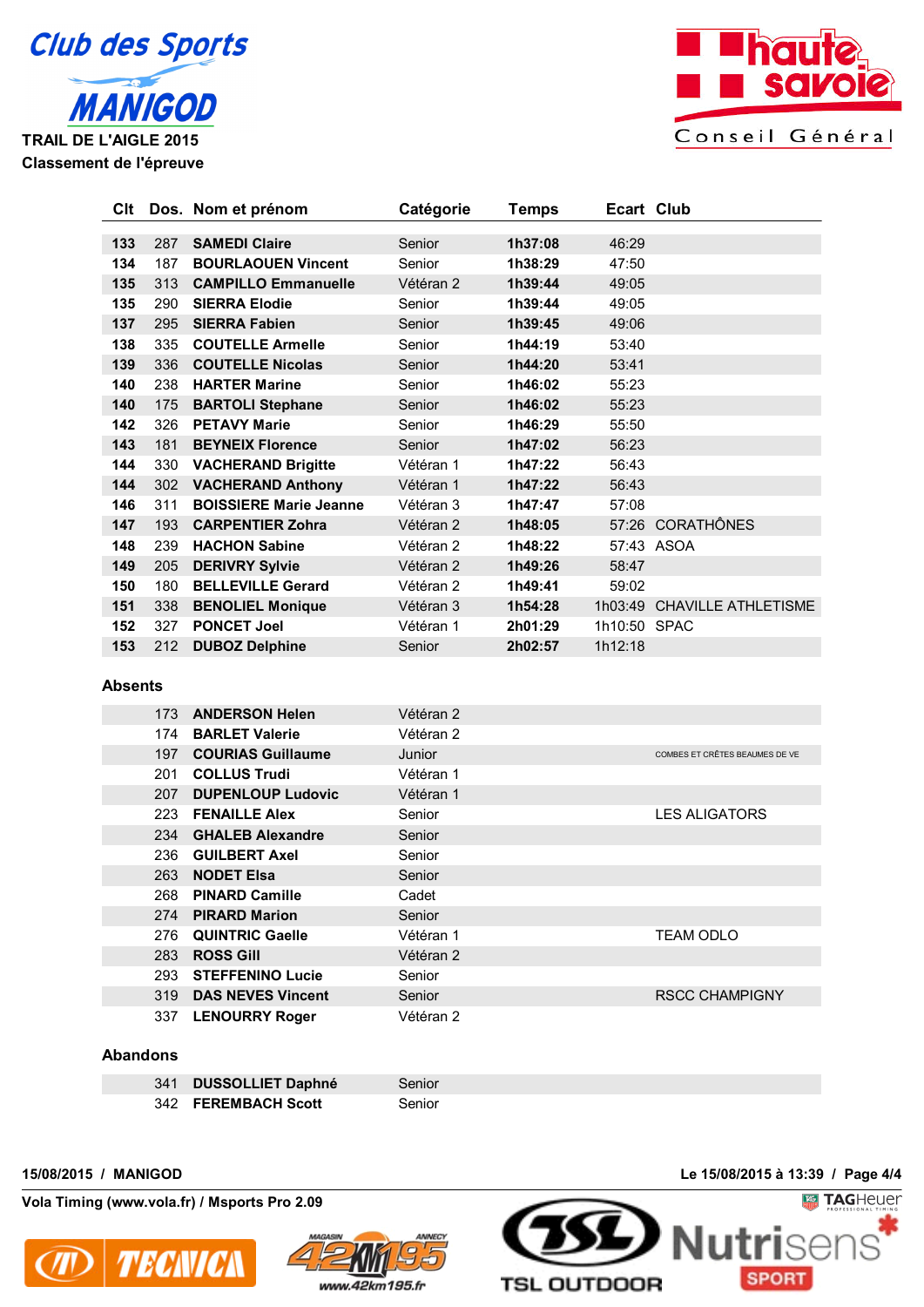Club des Sports MANIGOD

**TRAIL DE L'AIGLE 2015**

**Classement de l'épreuve**

| Clt | Dos. | Nom et prénom | Catégorie | Temps | Ecart | Club |
|---|---|---|---|---|---|---|
| 133 | 287 | **SAMEDI Claire** | Senior | **1h37:08** | 46:29 | |
| 134 | 187 | **BOURLAOUEN Vincent** | Senior | **1h38:29** | 47:50 | |
| 135 | 313 | **CAMPILLO Emmanuelle** | Vétéran 2 | **1h39:44** | 49:05 | |
| 135 | 290 | **SIERRA Elodie** | Senior | **1h39:44** | 49:05 | |
| 137 | 295 | **SIERRA Fabien** | Senior | **1h39:45** | 49:06 | |
| 138 | 335 | **COUTELLE Armelle** | Senior | **1h44:19** | 53:40 | |
| 139 | 336 | **COUTELLE Nicolas** | Senior | **1h44:20** | 53:41 | |
| 140 | 238 | **HARTER Marine** | Senior | **1h46:02** | 55:23 | |
| 140 | 175 | **BARTOLI Stephane** | Senior | **1h46:02** | 55:23 | |
| 142 | 326 | **PETAVY Marie** | Senior | **1h46:29** | 55:50 | |
| 143 | 181 | **BEYNEIX Florence** | Senior | **1h47:02** | 56:23 | |
| 144 | 330 | **VACHERAND Brigitte** | Vétéran 1 | **1h47:22** | 56:43 | |
| 144 | 302 | **VACHERAND Anthony** | Vétéran 1 | **1h47:22** | 56:43 | |
| 146 | 311 | **BOISSIERE Marie Jeanne** | Vétéran 3 | **1h47:47** | 57:08 | |
| 147 | 193 | **CARPENTIER Zohra** | Vétéran 2 | **1h48:05** | 57:26 | CORATHÔNES |
| 148 | 239 | **HACHON Sabine** | Vétéran 2 | **1h48:22** | 57:43 | ASOA |
| 149 | 205 | **DERIVRY Sylvie** | Vétéran 2 | **1h49:26** | 58:47 | |
| 150 | 180 | **BELLEVILLE Gerard** | Vétéran 2 | **1h49:41** | 59:02 | |
| 151 | 338 | **BENOLIEL Monique** | Vétéran 3 | **1h54:28** | 1h03:49 | CHAVILLE ATHLETISME |
| 152 | 327 | **PONCET Joel** | Vétéran 1 | **2h01:29** | 1h10:50 | SPAC |
| 153 | 212 | **DUBOZ Delphine** | Senior | **2h02:57** | 1h12:18 | |

**Absents**

| Dos. | Nom et prénom | Catégorie | Club |
|---|---|---|---|
| 173 | **ANDERSON Helen** | Vétéran 2 | |
| 174 | **BARLET Valerie** | Vétéran 2 | |
| 197 | **COURIAS Guillaume** | Junior | COMBES ET CRÊTES BEAUMES DE VE |
| 201 | **COLLUS Trudi** | Vétéran 1 | |
| 207 | **DUPENLOUP Ludovic** | Vétéran 1 | |
| 223 | **FENAILLE Alex** | Senior | LES ALIGATORS |
| 234 | **GHALEB Alexandre** | Senior | |
| 236 | **GUILBERT Axel** | Senior | |
| 263 | **NODET Elsa** | Senior | |
| 268 | **PINARD Camille** | Cadet | |
| 274 | **PIRARD Marion** | Senior | |
| 276 | **QUINTRIC Gaelle** | Vétéran 1 | TEAM ODLO |
| 283 | **ROSS Gill** | Vétéran 2 | |
| 293 | **STEFFENINO Lucie** | Senior | |
| 319 | **DAS NEVES Vincent** | Senior | RSCC CHAMPIGNY |
| 337 | **LENOURRY Roger** | Vétéran 2 | |

**Abandons**

| Dos. | Nom et prénom | Catégorie |
|---|---|---|
| 341 | **DUSSOLLIET Daphné** | Senior |
| 342 | **FEREMBACH Scott** | Senior |

**15/08/2015 / MANIGOD** **Le 15/08/2015 à 13:39**

**Vola Timing (www.vola.fr) / Msports Pro 2.09**